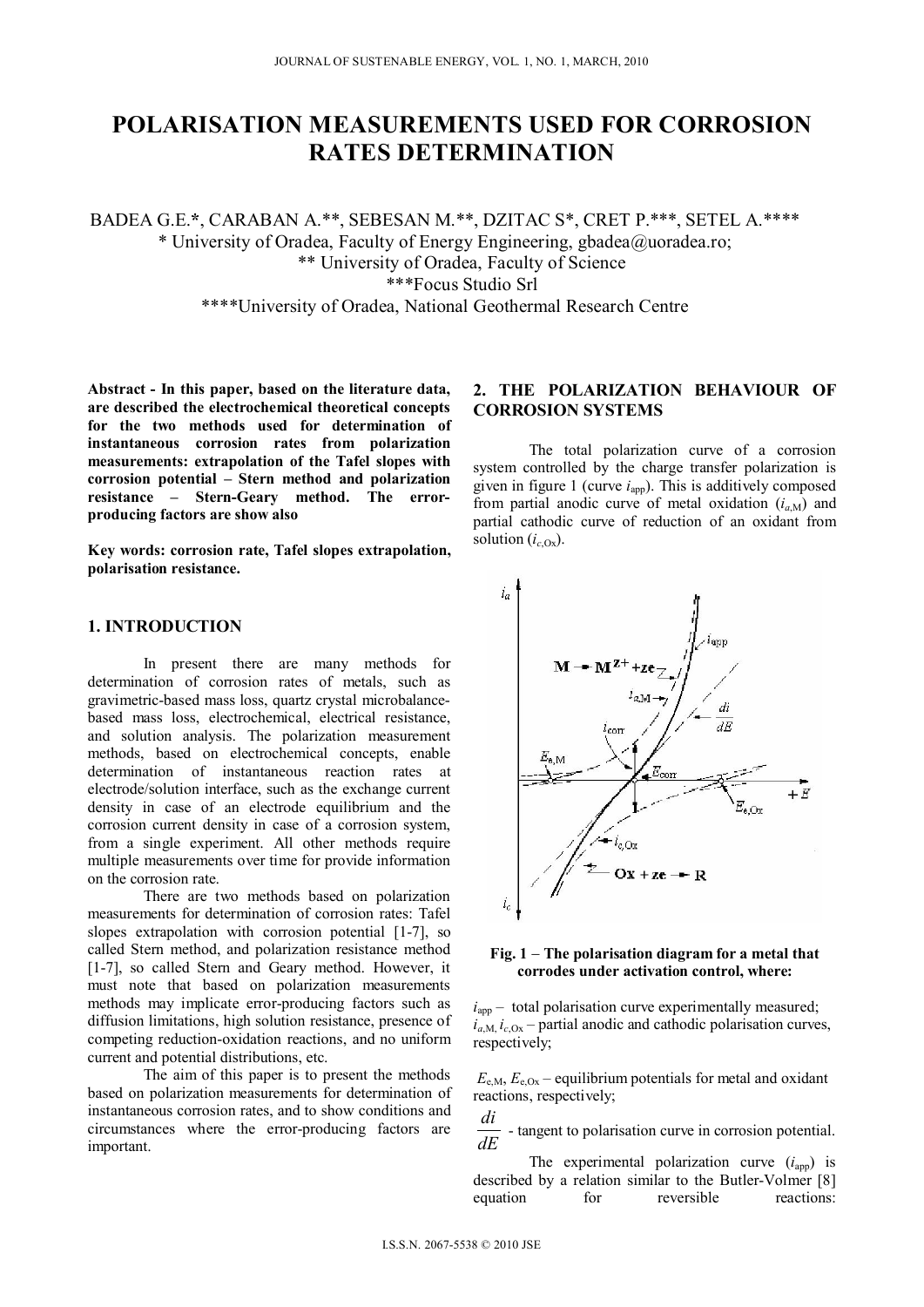# POLARISATION MEASUREMENTS USED FOR CORROSION RATES DETERMINATION

BADEA G.E.*, CARABAN A.**, SEBESAN M.**, DZITAC S*, CRET P.***, SETEL A.****

\* University of Oradea, Faculty of Energy Engineering, gbadea@uoradea.ro;

\*\* University of Oradea, Faculty of Science

\*\*\*Focus Studio Srl

\*\*\*\*University of Oradea, National Geothermal Research Centre

**Abstract - In this paper, based on the literature data, are described the electrochemical theoretical concepts for the two methods used for determination of instantaneous corrosion rates from polarization measurements: extrapolation of the Tafel slopes with corrosion potential – Stern method and polarization resistance – Stern-Geary method. The error-producing factors are show also**

**Key words: corrosion rate, Tafel slopes extrapolation, polarisation resistance.**

## 1. INTRODUCTION

In present there are many methods for determination of corrosion rates of metals, such as gravimetric-based mass loss, quartz crystal microbalance-based mass loss, electrochemical, electrical resistance, and solution analysis. The polarization measurement methods, based on electrochemical concepts, enable determination of instantaneous reaction rates at electrode/solution interface, such as the exchange current density in case of an electrode equilibrium and the corrosion current density in case of a corrosion system, from a single experiment. All other methods require multiple measurements over time for provide information on the corrosion rate.

There are two methods based on polarization measurements for determination of corrosion rates: Tafel slopes extrapolation with corrosion potential [1-7], so called Stern method, and polarization resistance method [1-7], so called Stern and Geary method. However, it must note that based on polarization measurements methods may implicate error-producing factors such as diffusion limitations, high solution resistance, presence of competing reduction-oxidation reactions, and no uniform current and potential distributions, etc.

The aim of this paper is to present the methods based on polarization measurements for determination of instantaneous corrosion rates, and to show conditions and circumstances where the error-producing factors are important.

## 2. THE POLARIZATION BEHAVIOUR OF CORROSION SYSTEMS

The total polarization curve of a corrosion system controlled by the charge transfer polarization is given in figure 1 (curve $i_{app}$). This is additively composed from partial anodic curve of metal oxidation ($i_{a,M}$) and partial cathodic curve of reduction of an oxidant from solution ($i_{c,Ox}$).

**Fig. 1 – The polarisation diagram for a metal that corrodes under activation control, where:**

$i_{app}$ – total polarisation curve experimentally measured;

$i_{a,M}$, $i_{c,Ox}$ – partial anodic and cathodic polarisation curves, respectively;

$E_{e,M}$, $E_{e,Ox}$ – equilibrium potentials for metal and oxidant reactions, respectively;

$\frac{di}{dE}$ - tangent to polarisation curve in corrosion potential.

The experimental polarization curve ($i_{app}$) is described by a relation similar to the Butler-Volmer [8] equation for reversible reactions: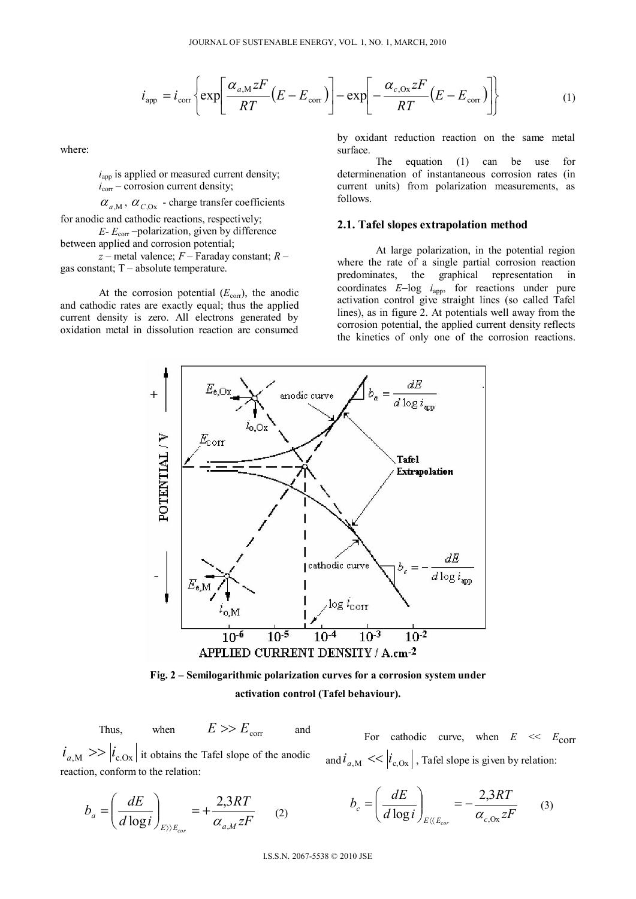$$i_{app} = i_{corr}\left\{\exp\left[\frac{\alpha_{a,M} zF}{RT}(E - E_{corr})\right] - \exp\left[-\frac{\alpha_{c,Ox} zF}{RT}(E - E_{corr})\right]\right\} \tag{1}$$

where:

$i_{app}$ is applied or measured current density;
$i_{corr}$ – corrosion current density;
$\alpha_{a,M}$, $\alpha_{C,Ox}$ - charge transfer coefficients for anodic and cathodic reactions, respectively;
$E$- $E_{corr}$ –polarization, given by difference between applied and corrosion potential;
$z$ – metal valence; $F$ – Faraday constant; $R$ – gas constant; T – absolute temperature.

At the corrosion potential ($E_{corr}$), the anodic and cathodic rates are exactly equal; thus the applied current density is zero. All electrons generated by oxidation metal in dissolution reaction are consumed by oxidant reduction reaction on the same metal surface.

The equation (1) can be use for determinenation of instantaneous corrosion rates (in current units) from polarization measurements, as follows.

## 2.1. Tafel slopes extrapolation method

At large polarization, in the potential region where the rate of a single partial corrosion reaction predominates, the graphical representation in coordinates $E$–log $i_{app}$, for reactions under pure activation control give straight lines (so called Tafel lines), as in figure 2. At potentials well away from the corrosion potential, the applied current density reflects the kinetics of only one of the corrosion reactions.

**Fig. 2 – Semilogarithmic polarization curves for a corrosion system under activation control (Tafel behaviour).**

Thus, when $E >> E_{corr}$ and $i_{a,M} >> |i_{c.Ox}|$ it obtains the Tafel slope of the anodic reaction, conform to the relation:

$$b_a = \left(\frac{dE}{d\log i}\right)_{E\rangle\rangle E_{cor}} = +\frac{2{,}3RT}{\alpha_{a,M} zF} \tag{2}$$

For cathodic curve, when $E << E_{corr}$ and $i_{a,M} << |i_{c,Ox}|$, Tafel slope is given by relation:

$$b_c = \left(\frac{dE}{d\log i}\right)_{E\langle\langle E_{cor}} = -\frac{2{,}3RT}{\alpha_{c,Ox} zF} \tag{3}$$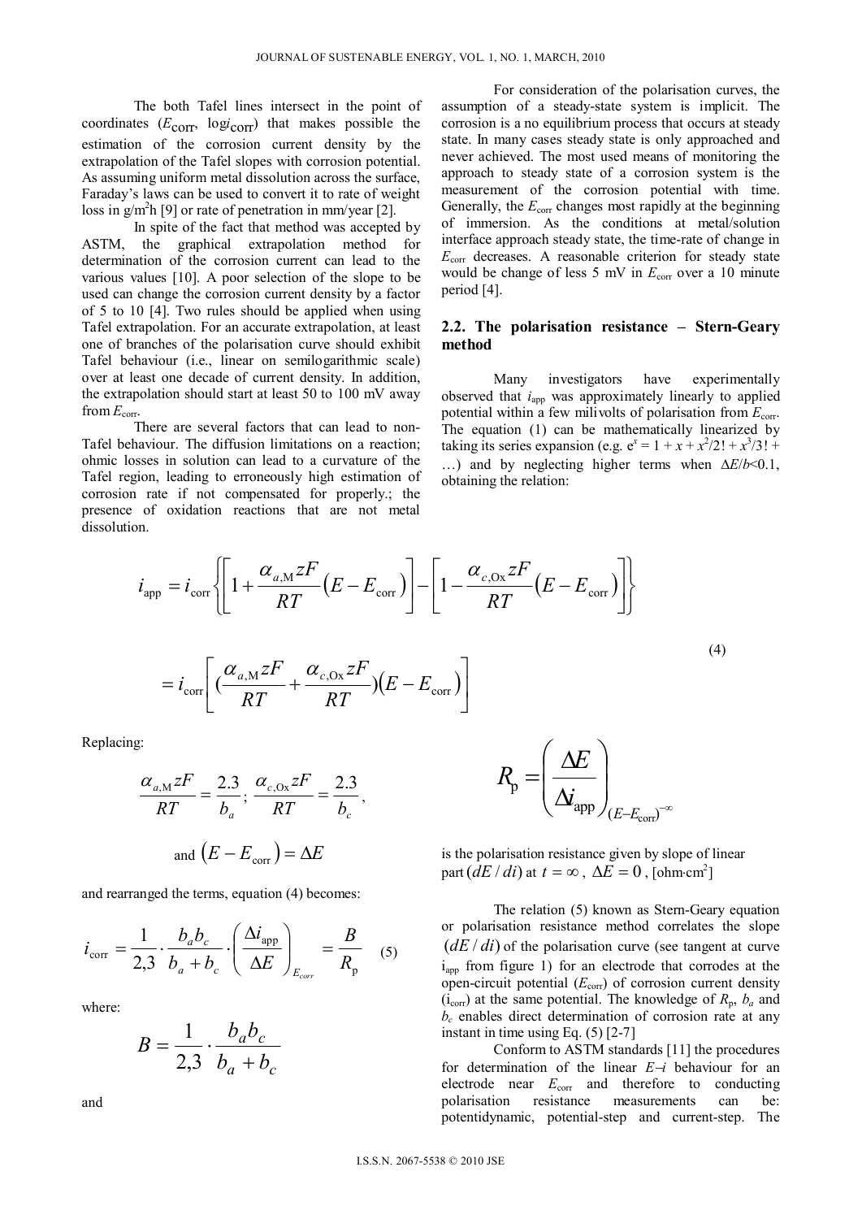The both Tafel lines intersect in the point of coordinates ($E_{corr}$, $\log i_{corr}$) that makes possible the estimation of the corrosion current density by the extrapolation of the Tafel slopes with corrosion potential. As assuming uniform metal dissolution across the surface, Faraday's laws can be used to convert it to rate of weight loss in g/m$^2$h [9] or rate of penetration in mm/year [2].

In spite of the fact that method was accepted by ASTM, the graphical extrapolation method for determination of the corrosion current can lead to the various values [10]. A poor selection of the slope to be used can change the corrosion current density by a factor of 5 to 10 [4]. Two rules should be applied when using Tafel extrapolation. For an accurate extrapolation, at least one of branches of the polarisation curve should exhibit Tafel behaviour (i.e., linear on semilogarithmic scale) over at least one decade of current density. In addition, the extrapolation should start at least 50 to 100 mV away from $E_{corr}$.

There are several factors that can lead to non-Tafel behaviour. The diffusion limitations on a reaction; ohmic losses in solution can lead to a curvature of the Tafel region, leading to erroneously high estimation of corrosion rate if not compensated for properly.; the presence of oxidation reactions that are not metal dissolution.

For consideration of the polarisation curves, the assumption of a steady-state system is implicit. The corrosion is a no equilibrium process that occurs at steady state. In many cases steady state is only approached and never achieved. The most used means of monitoring the approach to steady state of a corrosion system is the measurement of the corrosion potential with time. Generally, the $E_{corr}$ changes most rapidly at the beginning of immersion. As the conditions at metal/solution interface approach steady state, the time-rate of change in $E_{corr}$ decreases. A reasonable criterion for steady state would be change of less 5 mV in $E_{corr}$ over a 10 minute period [4].

## 2.2. The polarisation resistance – Stern-Geary method

Many investigators have experimentally observed that $i_{app}$ was approximately linearly to applied potential within a few milivolts of polarisation from $E_{corr}$. The equation (1) can be mathematically linearized by taking its series expansion (e.g. $e^x = 1 + x + x^2/2! + x^3/3! + \ldots$) and by neglecting higher terms when $\Delta E/b<0.1$, obtaining the relation:

$$i_{app} = i_{corr}\left\{\left[1+\frac{\alpha_{a,M}zF}{RT}\left(E-E_{corr}\right)\right]-\left[1-\frac{\alpha_{c,Ox}zF}{RT}\left(E-E_{corr}\right)\right]\right\}$$

$$= i_{corr}\left[\left(\frac{\alpha_{a,M}zF}{RT}+\frac{\alpha_{c,Ox}zF}{RT}\right)\left(E-E_{corr}\right)\right] \quad (4)$$

Replacing:

$$\frac{\alpha_{a,M}zF}{RT}=\frac{2.3}{b_a};\ \frac{\alpha_{c,Ox}zF}{RT}=\frac{2.3}{b_c},$$

$$\text{and } \left(E-E_{corr}\right)=\Delta E$$

and rearranged the terms, equation (4) becomes:

$$i_{corr}=\frac{1}{2,3}\cdot\frac{b_a b_c}{b_a+b_c}\cdot\left(\frac{\Delta i_{app}}{\Delta E}\right)_{E_{corr}}=\frac{B}{R_p} \quad (5)$$

where:

$$B=\frac{1}{2,3}\cdot\frac{b_a b_c}{b_a+b_c}$$

and

$$R_p=\left(\frac{\Delta E}{\Delta i_{app}}\right)_{(E-E_{corr})^{-\infty}}$$

is the polarisation resistance given by slope of linear part $(dE/di)$ at $t=\infty$, $\Delta E=0$, [ohm·cm$^2$]

The relation (5) known as Stern-Geary equation or polarisation resistance method correlates the slope $(dE/di)$ of the polarisation curve (see tangent at curve $i_{app}$ from figure 1) for an electrode that corrodes at the open-circuit potential ($E_{corr}$) of corrosion current density ($i_{corr}$) at the same potential. The knowledge of $R_p$, $b_a$ and $b_c$ enables direct determination of corrosion rate at any instant in time using Eq. (5) [2-7]

Conform to ASTM standards [11] the procedures for determination of the linear $E$–$i$ behaviour for an electrode near $E_{corr}$ and therefore to conducting polarisation resistance measurements can be: potentidynamic, potential-step and current-step. The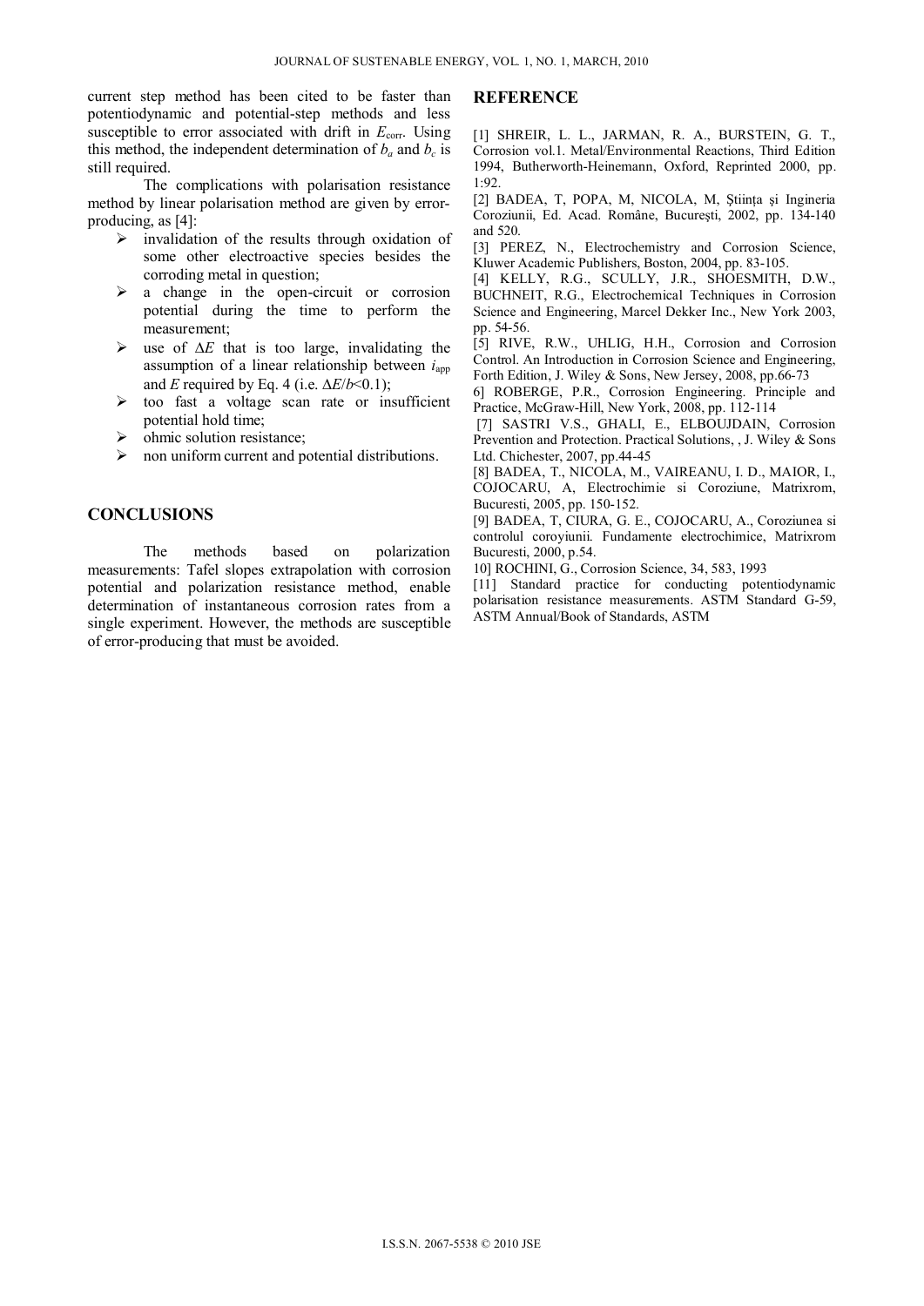current step method has been cited to be faster than potentiodynamic and potential-step methods and less susceptible to error associated with drift in $E_{corr}$. Using this method, the independent determination of $b_a$ and $b_c$ is still required.

The complications with polarisation resistance method by linear polarisation method are given by error-producing, as [4]:

- invalidation of the results through oxidation of some other electroactive species besides the corroding metal in question;
- a change in the open-circuit or corrosion potential during the time to perform the measurement;
- use of $\Delta E$ that is too large, invalidating the assumption of a linear relationship between $i_{app}$ and $E$ required by Eq. 4 (i.e. $\Delta E/b$<0.1);
- too fast a voltage scan rate or insufficient potential hold time;
- ohmic solution resistance;
- non uniform current and potential distributions.

## CONCLUSIONS

The methods based on polarization measurements: Tafel slopes extrapolation with corrosion potential and polarization resistance method, enable determination of instantaneous corrosion rates from a single experiment. However, the methods are susceptible of error-producing that must be avoided.

## REFERENCE

[1] SHREIR, L. L., JARMAN, R. A., BURSTEIN, G. T., Corrosion vol.1. Metal/Environmental Reactions, Third Edition 1994, Butherworth-Heinemann, Oxford, Reprinted 2000, pp. 1:92.

[2] BADEA, T, POPA, M, NICOLA, M, Ştiinţa şi Ingineria Coroziunii, Ed. Acad. Române, Bucureşti, 2002, pp. 134-140 and 520.

[3] PEREZ, N., Electrochemistry and Corrosion Science, Kluwer Academic Publishers, Boston, 2004, pp. 83-105.

[4] KELLY, R.G., SCULLY, J.R., SHOESMITH, D.W., BUCHNEIT, R.G., Electrochemical Techniques in Corrosion Science and Engineering, Marcel Dekker Inc., New York 2003, pp. 54-56.

[5] RIVE, R.W., UHLIG, H.H., Corrosion and Corrosion Control. An Introduction in Corrosion Science and Engineering, Forth Edition, J. Wiley & Sons, New Jersey, 2008, pp.66-73

6] ROBERGE, P.R., Corrosion Engineering. Principle and Practice, McGraw-Hill, New York, 2008, pp. 112-114

[7] SASTRI V.S., GHALI, E., ELBOUJDAIN, Corrosion Prevention and Protection. Practical Solutions, , J. Wiley & Sons Ltd. Chichester, 2007, pp.44-45

[8] BADEA, T., NICOLA, M., VAIREANU, I. D., MAIOR, I., COJOCARU, A, Electrochimie si Coroziune, Matrixrom, Bucuresti, 2005, pp. 150-152.

[9] BADEA, T, CIURA, G. E., COJOCARU, A., Coroziunea si controlul coroyiunii. Fundamente electrochimice, Matrixrom Bucuresti, 2000, p.54.

10] ROCHINI, G., Corrosion Science, 34, 583, 1993

[11] Standard practice for conducting potentiodynamic polarisation resistance measurements. ASTM Standard G-59, ASTM Annual/Book of Standards, ASTM